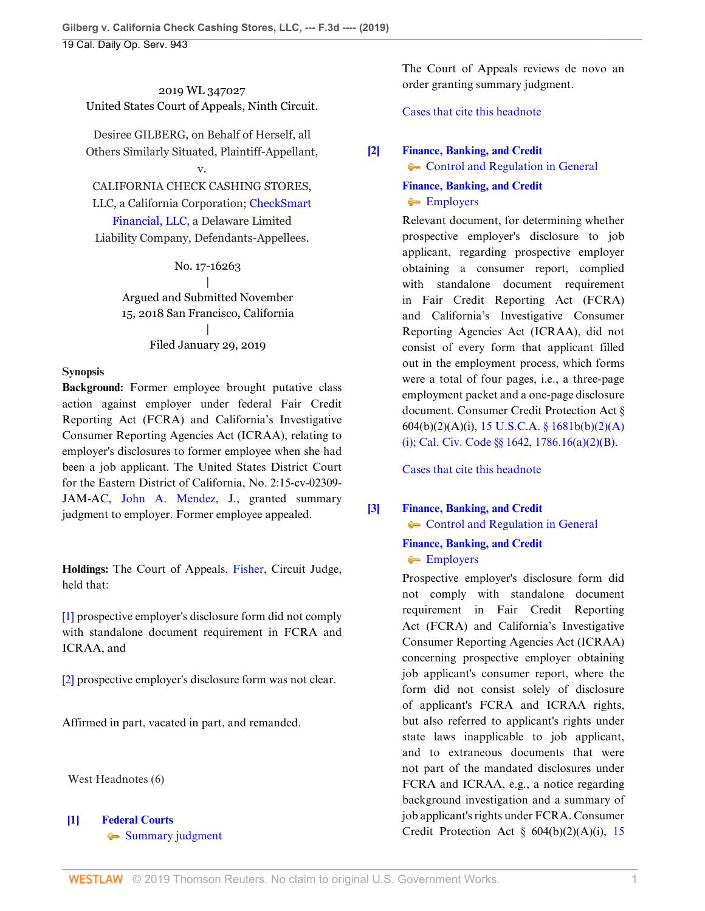2019 WL 347027
United States Court of Appeals, Ninth Circuit.

Desiree GILBERG, on Behalf of Herself, all Others Similarly Situated, Plaintiff-Appellant,
v.
CALIFORNIA CHECK CASHING STORES, LLC, a California Corporation; CheckSmart Financial, LLC, a Delaware Limited Liability Company, Defendants-Appellees.

No. 17-16263
|
Argued and Submitted November 15, 2018 San Francisco, California
|
Filed January 29, 2019

**Synopsis**

**Background:** Former employee brought putative class action against employer under federal Fair Credit Reporting Act (FCRA) and California's Investigative Consumer Reporting Agencies Act (ICRAA), relating to employer's disclosures to former employee when she had been a job applicant. The United States District Court for the Eastern District of California, No. 2:15-cv-02309-JAM-AC, John A. Mendez, J., granted summary judgment to employer. Former employee appealed.

**Holdings:** The Court of Appeals, Fisher, Circuit Judge, held that:

[1] prospective employer's disclosure form did not comply with standalone document requirement in FCRA and ICRAA, and

[2] prospective employer's disclosure form was not clear.

Affirmed in part, vacated in part, and remanded.

West Headnotes (6)

**[1]** **Federal Courts**
Summary judgment

The Court of Appeals reviews de novo an order granting summary judgment.

Cases that cite this headnote

**[2]** **Finance, Banking, and Credit**
Control and Regulation in General
**Finance, Banking, and Credit**
Employers

Relevant document, for determining whether prospective employer's disclosure to job applicant, regarding prospective employer obtaining a consumer report, complied with standalone document requirement in Fair Credit Reporting Act (FCRA) and California's Investigative Consumer Reporting Agencies Act (ICRAA), did not consist of every form that applicant filled out in the employment process, which forms were a total of four pages, i.e., a three-page employment packet and a one-page disclosure document. Consumer Credit Protection Act § 604(b)(2)(A)(i), 15 U.S.C.A. § 1681b(b)(2)(A)(i); Cal. Civ. Code §§ 1642, 1786.16(a)(2)(B).

Cases that cite this headnote

**[3]** **Finance, Banking, and Credit**
Control and Regulation in General
**Finance, Banking, and Credit**
Employers

Prospective employer's disclosure form did not comply with standalone document requirement in Fair Credit Reporting Act (FCRA) and California's Investigative Consumer Reporting Agencies Act (ICRAA) concerning prospective employer obtaining job applicant's consumer report, where the form did not consist solely of disclosure of applicant's FCRA and ICRAA rights, but also referred to applicant's rights under state laws inapplicable to job applicant, and to extraneous documents that were not part of the mandated disclosures under FCRA and ICRAA, e.g., a notice regarding background investigation and a summary of job applicant's rights under FCRA. Consumer Credit Protection Act § 604(b)(2)(A)(i), 15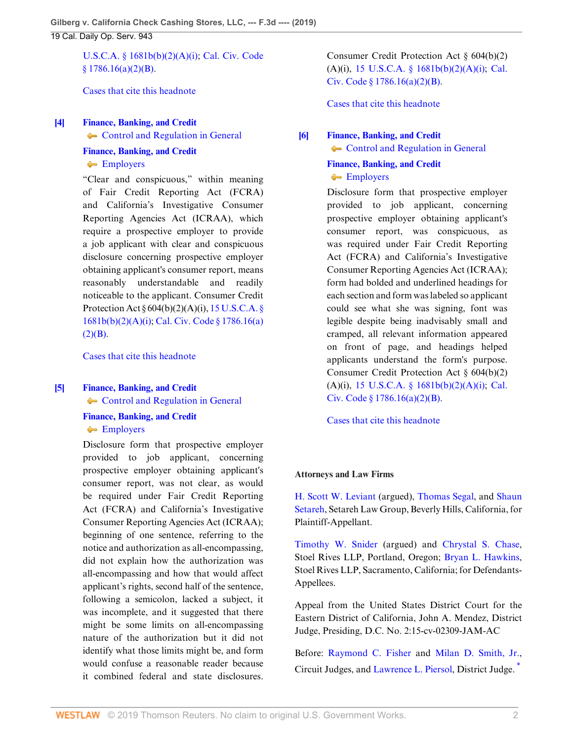U.S.C.A. § 1681b(b)(2)(A)(i); Cal. Civ. Code § 1786.16(a)(2)(B).

Cases that cite this headnote

**[4]** **Finance, Banking, and Credit**
Control and Regulation in General
**Finance, Banking, and Credit**
Employers

"Clear and conspicuous," within meaning of Fair Credit Reporting Act (FCRA) and California's Investigative Consumer Reporting Agencies Act (ICRAA), which require a prospective employer to provide a job applicant with clear and conspicuous disclosure concerning prospective employer obtaining applicant's consumer report, means reasonably understandable and readily noticeable to the applicant. Consumer Credit Protection Act § 604(b)(2)(A)(i), 15 U.S.C.A. § 1681b(b)(2)(A)(i); Cal. Civ. Code § 1786.16(a)(2)(B).

Cases that cite this headnote

**[5]** **Finance, Banking, and Credit**
Control and Regulation in General
**Finance, Banking, and Credit**
Employers

Disclosure form that prospective employer provided to job applicant, concerning prospective employer obtaining applicant's consumer report, was not clear, as would be required under Fair Credit Reporting Act (FCRA) and California's Investigative Consumer Reporting Agencies Act (ICRAA); beginning of one sentence, referring to the notice and authorization as all-encompassing, did not explain how the authorization was all-encompassing and how that would affect applicant's rights, second half of the sentence, following a semicolon, lacked a subject, it was incomplete, and it suggested that there might be some limits on all-encompassing nature of the authorization but it did not identify what those limits might be, and form would confuse a reasonable reader because it combined federal and state disclosures. Consumer Credit Protection Act § 604(b)(2)(A)(i), 15 U.S.C.A. § 1681b(b)(2)(A)(i); Cal. Civ. Code § 1786.16(a)(2)(B).

Cases that cite this headnote

**[6]** **Finance, Banking, and Credit**
Control and Regulation in General
**Finance, Banking, and Credit**
Employers

Disclosure form that prospective employer provided to job applicant, concerning prospective employer obtaining applicant's consumer report, was conspicuous, as was required under Fair Credit Reporting Act (FCRA) and California's Investigative Consumer Reporting Agencies Act (ICRAA); form had bolded and underlined headings for each section and form was labeled so applicant could see what she was signing, font was legible despite being inadvisably small and cramped, all relevant information appeared on front of page, and headings helped applicants understand the form's purpose. Consumer Credit Protection Act § 604(b)(2)(A)(i), 15 U.S.C.A. § 1681b(b)(2)(A)(i); Cal. Civ. Code § 1786.16(a)(2)(B).

Cases that cite this headnote

**Attorneys and Law Firms**

H. Scott W. Leviant (argued), Thomas Segal, and Shaun Setareh, Setareh Law Group, Beverly Hills, California, for Plaintiff-Appellant.

Timothy W. Snider (argued) and Chrystal S. Chase, Stoel Rives LLP, Portland, Oregon; Bryan L. Hawkins, Stoel Rives LLP, Sacramento, California; for Defendants-Appellees.

Appeal from the United States District Court for the Eastern District of California, John A. Mendez, District Judge, Presiding, D.C. No. 2:15-cv-02309-JAM-AC

Before: Raymond C. Fisher and Milan D. Smith, Jr., Circuit Judges, and Lawrence L. Piersol, District Judge. *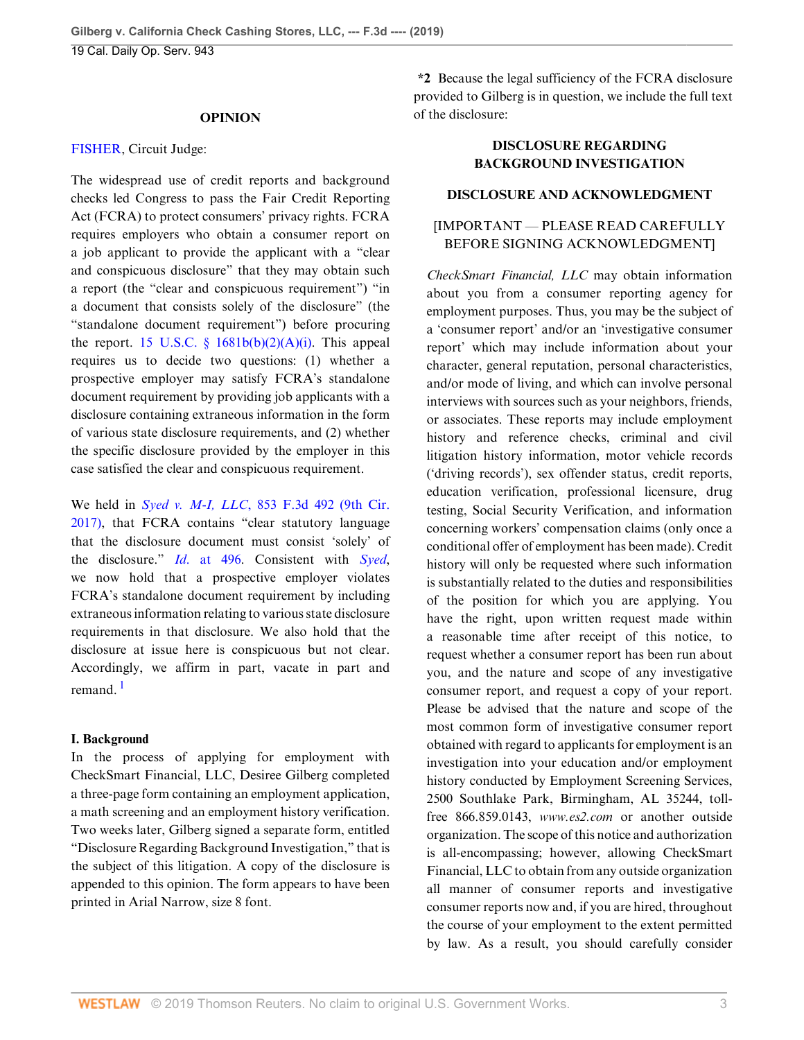## OPINION

FISHER, Circuit Judge:

The widespread use of credit reports and background checks led Congress to pass the Fair Credit Reporting Act (FCRA) to protect consumers' privacy rights. FCRA requires employers who obtain a consumer report on a job applicant to provide the applicant with a "clear and conspicuous disclosure" that they may obtain such a report (the "clear and conspicuous requirement") "in a document that consists solely of the disclosure" (the "standalone document requirement") before procuring the report. 15 U.S.C. § 1681b(b)(2)(A)(i). This appeal requires us to decide two questions: (1) whether a prospective employer may satisfy FCRA's standalone document requirement by providing job applicants with a disclosure containing extraneous information in the form of various state disclosure requirements, and (2) whether the specific disclosure provided by the employer in this case satisfied the clear and conspicuous requirement.

We held in *Syed v. M-I, LLC*, 853 F.3d 492 (9th Cir. 2017), that FCRA contains "clear statutory language that the disclosure document must consist 'solely' of the disclosure." *Id.* at 496. Consistent with *Syed*, we now hold that a prospective employer violates FCRA's standalone document requirement by including extraneous information relating to various state disclosure requirements in that disclosure. We also hold that the disclosure at issue here is conspicuous but not clear. Accordingly, we affirm in part, vacate in part and remand.[1]

### I. Background

In the process of applying for employment with CheckSmart Financial, LLC, Desiree Gilberg completed a three-page form containing an employment application, a math screening and an employment history verification. Two weeks later, Gilberg signed a separate form, entitled "Disclosure Regarding Background Investigation," that is the subject of this litigation. A copy of the disclosure is appended to this opinion. The form appears to have been printed in Arial Narrow, size 8 font.

**\*2** Because the legal sufficiency of the FCRA disclosure provided to Gilberg is in question, we include the full text of the disclosure:

**DISCLOSURE REGARDING BACKGROUND INVESTIGATION**

**DISCLOSURE AND ACKNOWLEDGMENT**

[IMPORTANT — PLEASE READ CAREFULLY BEFORE SIGNING ACKNOWLEDGMENT]

*CheckSmart Financial, LLC* may obtain information about you from a consumer reporting agency for employment purposes. Thus, you may be the subject of a 'consumer report' and/or an 'investigative consumer report' which may include information about your character, general reputation, personal characteristics, and/or mode of living, and which can involve personal interviews with sources such as your neighbors, friends, or associates. These reports may include employment history and reference checks, criminal and civil litigation history information, motor vehicle records ('driving records'), sex offender status, credit reports, education verification, professional licensure, drug testing, Social Security Verification, and information concerning workers' compensation claims (only once a conditional offer of employment has been made). Credit history will only be requested where such information is substantially related to the duties and responsibilities of the position for which you are applying. You have the right, upon written request made within a reasonable time after receipt of this notice, to request whether a consumer report has been run about you, and the nature and scope of any investigative consumer report, and request a copy of your report. Please be advised that the nature and scope of the most common form of investigative consumer report obtained with regard to applicants for employment is an investigation into your education and/or employment history conducted by Employment Screening Services, 2500 Southlake Park, Birmingham, AL 35244, toll-free 866.859.0143, *www.es2.com* or another outside organization. The scope of this notice and authorization is all-encompassing; however, allowing CheckSmart Financial, LLC to obtain from any outside organization all manner of consumer reports and investigative consumer reports now and, if you are hired, throughout the course of your employment to the extent permitted by law. As a result, you should carefully consider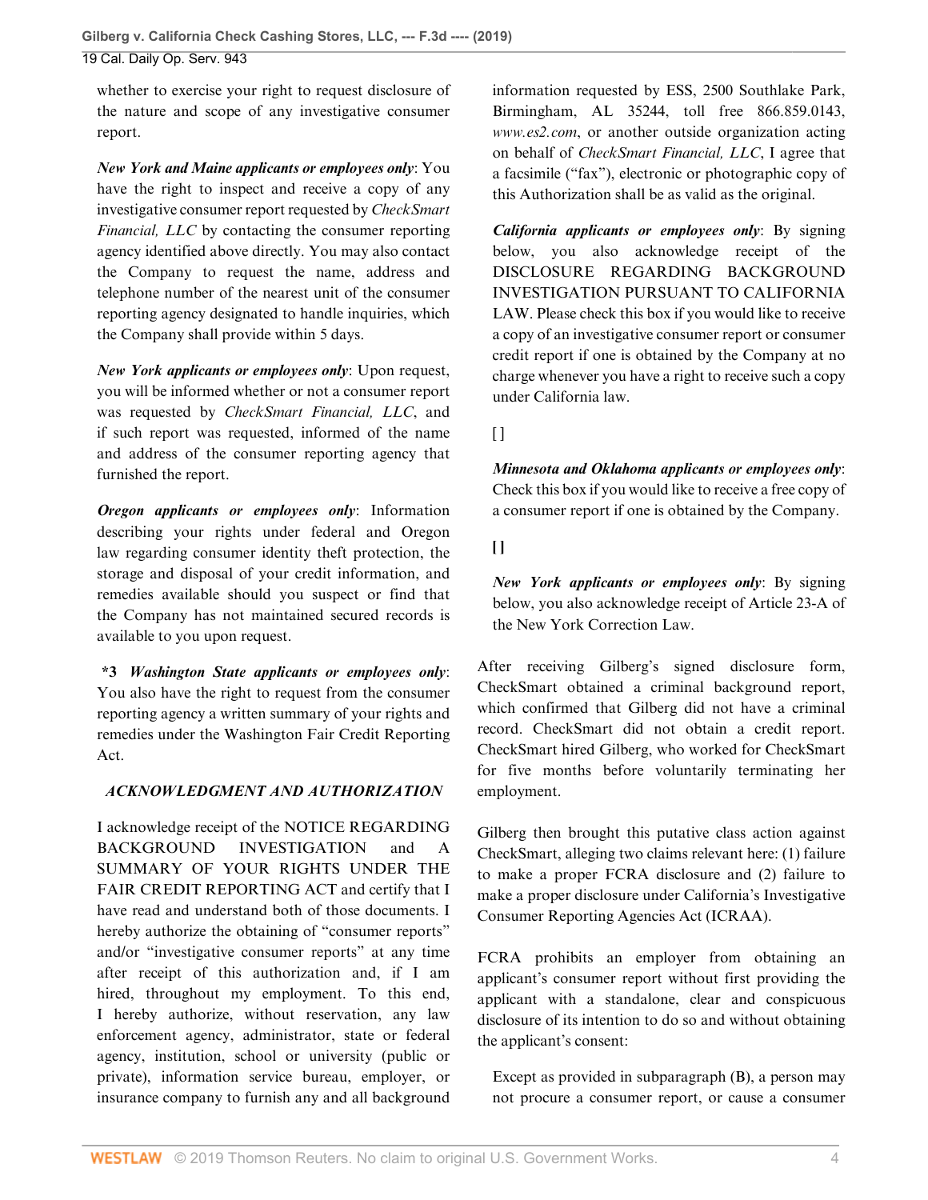whether to exercise your right to request disclosure of the nature and scope of any investigative consumer report.

***New York and Maine applicants or employees only***: You have the right to inspect and receive a copy of any investigative consumer report requested by *CheckSmart Financial, LLC* by contacting the consumer reporting agency identified above directly. You may also contact the Company to request the name, address and telephone number of the nearest unit of the consumer reporting agency designated to handle inquiries, which the Company shall provide within 5 days.

***New York applicants or employees only***: Upon request, you will be informed whether or not a consumer report was requested by *CheckSmart Financial, LLC*, and if such report was requested, informed of the name and address of the consumer reporting agency that furnished the report.

***Oregon applicants or employees only***: Information describing your rights under federal and Oregon law regarding consumer identity theft protection, the storage and disposal of your credit information, and remedies available should you suspect or find that the Company has not maintained secured records is available to you upon request.

**\*3** ***Washington State applicants or employees only***: You also have the right to request from the consumer reporting agency a written summary of your rights and remedies under the Washington Fair Credit Reporting Act.

***ACKNOWLEDGMENT AND AUTHORIZATION***

I acknowledge receipt of the NOTICE REGARDING BACKGROUND INVESTIGATION and A SUMMARY OF YOUR RIGHTS UNDER THE FAIR CREDIT REPORTING ACT and certify that I have read and understand both of those documents. I hereby authorize the obtaining of "consumer reports" and/or "investigative consumer reports" at any time after receipt of this authorization and, if I am hired, throughout my employment. To this end, I hereby authorize, without reservation, any law enforcement agency, administrator, state or federal agency, institution, school or university (public or private), information service bureau, employer, or insurance company to furnish any and all background information requested by ESS, 2500 Southlake Park, Birmingham, AL 35244, toll free 866.859.0143, *www.es2.com*, or another outside organization acting on behalf of *CheckSmart Financial, LLC*, I agree that a facsimile ("fax"), electronic or photographic copy of this Authorization shall be as valid as the original.

***California applicants or employees only***: By signing below, you also acknowledge receipt of the DISCLOSURE REGARDING BACKGROUND INVESTIGATION PURSUANT TO CALIFORNIA LAW. Please check this box if you would like to receive a copy of an investigative consumer report or consumer credit report if one is obtained by the Company at no charge whenever you have a right to receive such a copy under California law.

[ ]

***Minnesota and Oklahoma applicants or employees only***: Check this box if you would like to receive a free copy of a consumer report if one is obtained by the Company.

[ ]

***New York applicants or employees only***: By signing below, you also acknowledge receipt of Article 23-A of the New York Correction Law.

After receiving Gilberg's signed disclosure form, CheckSmart obtained a criminal background report, which confirmed that Gilberg did not have a criminal record. CheckSmart did not obtain a credit report. CheckSmart hired Gilberg, who worked for CheckSmart for five months before voluntarily terminating her employment.

Gilberg then brought this putative class action against CheckSmart, alleging two claims relevant here: (1) failure to make a proper FCRA disclosure and (2) failure to make a proper disclosure under California's Investigative Consumer Reporting Agencies Act (ICRAA).

FCRA prohibits an employer from obtaining an applicant's consumer report without first providing the applicant with a standalone, clear and conspicuous disclosure of its intention to do so and without obtaining the applicant's consent:

> Except as provided in subparagraph (B), a person may not procure a consumer report, or cause a consumer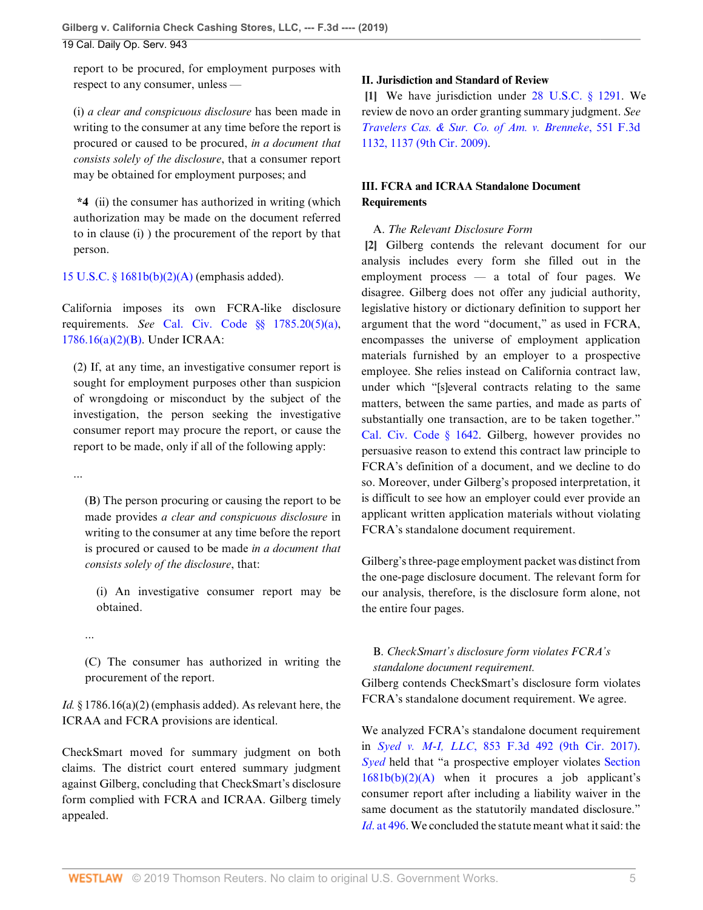report to be procured, for employment purposes with respect to any consumer, unless —

> (i) *a clear and conspicuous disclosure* has been made in writing to the consumer at any time before the report is procured or caused to be procured, *in a document that consists solely of the disclosure*, that a consumer report may be obtained for employment purposes; and
>
> **\*4** (ii) the consumer has authorized in writing (which authorization may be made on the document referred to in clause (i) ) the procurement of the report by that person.

15 U.S.C. § 1681b(b)(2)(A) (emphasis added).

California imposes its own FCRA-like disclosure requirements. *See* Cal. Civ. Code §§ 1785.20(5)(a), 1786.16(a)(2)(B). Under ICRAA:

> (2) If, at any time, an investigative consumer report is sought for employment purposes other than suspicion of wrongdoing or misconduct by the subject of the investigation, the person seeking the investigative consumer report may procure the report, or cause the report to be made, only if all of the following apply:
>
> ...
>
> (B) The person procuring or causing the report to be made provides *a clear and conspicuous disclosure* in writing to the consumer at any time before the report is procured or caused to be made *in a document that consists solely of the disclosure*, that:
>
> (i) An investigative consumer report may be obtained.
>
> ...
>
> (C) The consumer has authorized in writing the procurement of the report.

*Id.* § 1786.16(a)(2) (emphasis added). As relevant here, the ICRAA and FCRA provisions are identical.

CheckSmart moved for summary judgment on both claims. The district court entered summary judgment against Gilberg, concluding that CheckSmart's disclosure form complied with FCRA and ICRAA. Gilberg timely appealed.

## II. Jurisdiction and Standard of Review

**[1]** We have jurisdiction under 28 U.S.C. § 1291. We review de novo an order granting summary judgment. *See Travelers Cas. & Sur. Co. of Am. v. Brenneke*, 551 F.3d 1132, 1137 (9th Cir. 2009).

## III. FCRA and ICRAA Standalone Document Requirements

### A. *The Relevant Disclosure Form*

**[2]** Gilberg contends the relevant document for our analysis includes every form she filled out in the employment process — a total of four pages. We disagree. Gilberg does not offer any judicial authority, legislative history or dictionary definition to support her argument that the word "document," as used in FCRA, encompasses the universe of employment application materials furnished by an employer to a prospective employee. She relies instead on California contract law, under which "[s]everal contracts relating to the same matters, between the same parties, and made as parts of substantially one transaction, are to be taken together." Cal. Civ. Code § 1642. Gilberg, however provides no persuasive reason to extend this contract law principle to FCRA's definition of a document, and we decline to do so. Moreover, under Gilberg's proposed interpretation, it is difficult to see how an employer could ever provide an applicant written application materials without violating FCRA's standalone document requirement.

Gilberg's three-page employment packet was distinct from the one-page disclosure document. The relevant form for our analysis, therefore, is the disclosure form alone, not the entire four pages.

### B. *CheckSmart's disclosure form violates FCRA's standalone document requirement.*

Gilberg contends CheckSmart's disclosure form violates FCRA's standalone document requirement. We agree.

We analyzed FCRA's standalone document requirement in *Syed v. M-I, LLC*, 853 F.3d 492 (9th Cir. 2017). *Syed* held that "a prospective employer violates Section 1681b(b)(2)(A) when it procures a job applicant's consumer report after including a liability waiver in the same document as the statutorily mandated disclosure." *Id.* at 496. We concluded the statute meant what it said: the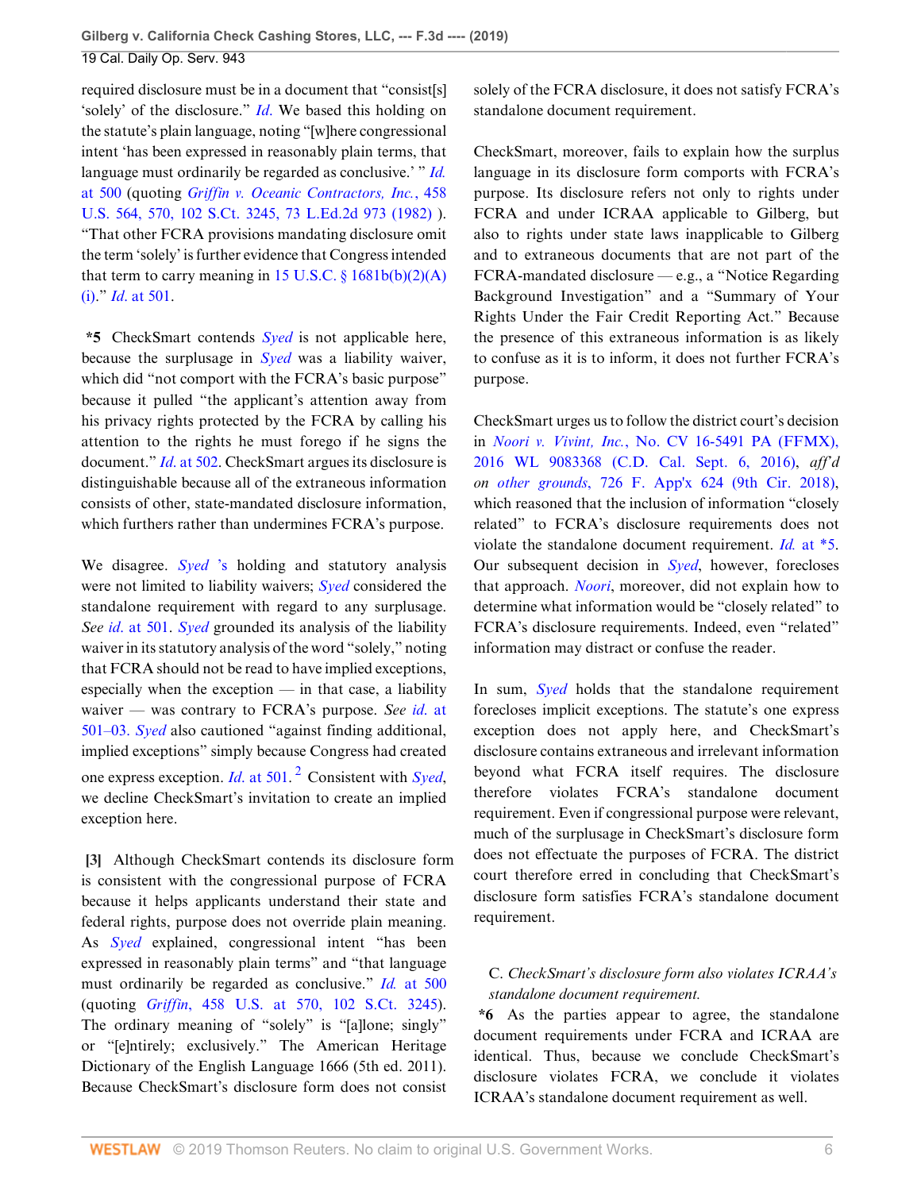required disclosure must be in a document that "consist[s] 'solely' of the disclosure." *Id.* We based this holding on the statute's plain language, noting "[w]here congressional intent 'has been expressed in reasonably plain terms, that language must ordinarily be regarded as conclusive.' " *Id.* at 500 (quoting *Griffin v. Oceanic Contractors, Inc.*, 458 U.S. 564, 570, 102 S.Ct. 3245, 73 L.Ed.2d 973 (1982) ). "That other FCRA provisions mandating disclosure omit the term 'solely' is further evidence that Congress intended that term to carry meaning in 15 U.S.C. § 1681b(b)(2)(A)(i)." *Id.* at 501.

**\*5** CheckSmart contends *Syed* is not applicable here, because the surplusage in *Syed* was a liability waiver, which did "not comport with the FCRA's basic purpose" because it pulled "the applicant's attention away from his privacy rights protected by the FCRA by calling his attention to the rights he must forego if he signs the document." *Id.* at 502. CheckSmart argues its disclosure is distinguishable because all of the extraneous information consists of other, state-mandated disclosure information, which furthers rather than undermines FCRA's purpose.

We disagree. *Syed* 's holding and statutory analysis were not limited to liability waivers; *Syed* considered the standalone requirement with regard to any surplusage. *See id.* at 501. *Syed* grounded its analysis of the liability waiver in its statutory analysis of the word "solely," noting that FCRA should not be read to have implied exceptions, especially when the exception — in that case, a liability waiver — was contrary to FCRA's purpose. *See id.* at 501–03. *Syed* also cautioned "against finding additional, implied exceptions" simply because Congress had created one express exception. *Id.* at 501. [2] Consistent with *Syed*, we decline CheckSmart's invitation to create an implied exception here.

**[3]** Although CheckSmart contends its disclosure form is consistent with the congressional purpose of FCRA because it helps applicants understand their state and federal rights, purpose does not override plain meaning. As *Syed* explained, congressional intent "has been expressed in reasonably plain terms" and "that language must ordinarily be regarded as conclusive." *Id.* at 500 (quoting *Griffin*, 458 U.S. at 570, 102 S.Ct. 3245). The ordinary meaning of "solely" is "[a]lone; singly" or "[e]ntirely; exclusively." The American Heritage Dictionary of the English Language 1666 (5th ed. 2011). Because CheckSmart's disclosure form does not consist solely of the FCRA disclosure, it does not satisfy FCRA's standalone document requirement.

CheckSmart, moreover, fails to explain how the surplus language in its disclosure form comports with FCRA's purpose. Its disclosure refers not only to rights under FCRA and under ICRAA applicable to Gilberg, but also to rights under state laws inapplicable to Gilberg and to extraneous documents that are not part of the FCRA-mandated disclosure — e.g., a "Notice Regarding Background Investigation" and a "Summary of Your Rights Under the Fair Credit Reporting Act." Because the presence of this extraneous information is as likely to confuse as it is to inform, it does not further FCRA's purpose.

CheckSmart urges us to follow the district court's decision in *Noori v. Vivint, Inc.*, No. CV 16-5491 PA (FFMX), 2016 WL 9083368 (C.D. Cal. Sept. 6, 2016), *aff'd on other grounds*, 726 F. App'x 624 (9th Cir. 2018), which reasoned that the inclusion of information "closely related" to FCRA's disclosure requirements does not violate the standalone document requirement. *Id.* at \*5. Our subsequent decision in *Syed*, however, forecloses that approach. *Noori*, moreover, did not explain how to determine what information would be "closely related" to FCRA's disclosure requirements. Indeed, even "related" information may distract or confuse the reader.

In sum, *Syed* holds that the standalone requirement forecloses implicit exceptions. The statute's one express exception does not apply here, and CheckSmart's disclosure contains extraneous and irrelevant information beyond what FCRA itself requires. The disclosure therefore violates FCRA's standalone document requirement. Even if congressional purpose were relevant, much of the surplusage in CheckSmart's disclosure form does not effectuate the purposes of FCRA. The district court therefore erred in concluding that CheckSmart's disclosure form satisfies FCRA's standalone document requirement.

### C. *CheckSmart's disclosure form also violates ICRAA's standalone document requirement.*

**\*6** As the parties appear to agree, the standalone document requirements under FCRA and ICRAA are identical. Thus, because we conclude CheckSmart's disclosure violates FCRA, we conclude it violates ICRAA's standalone document requirement as well.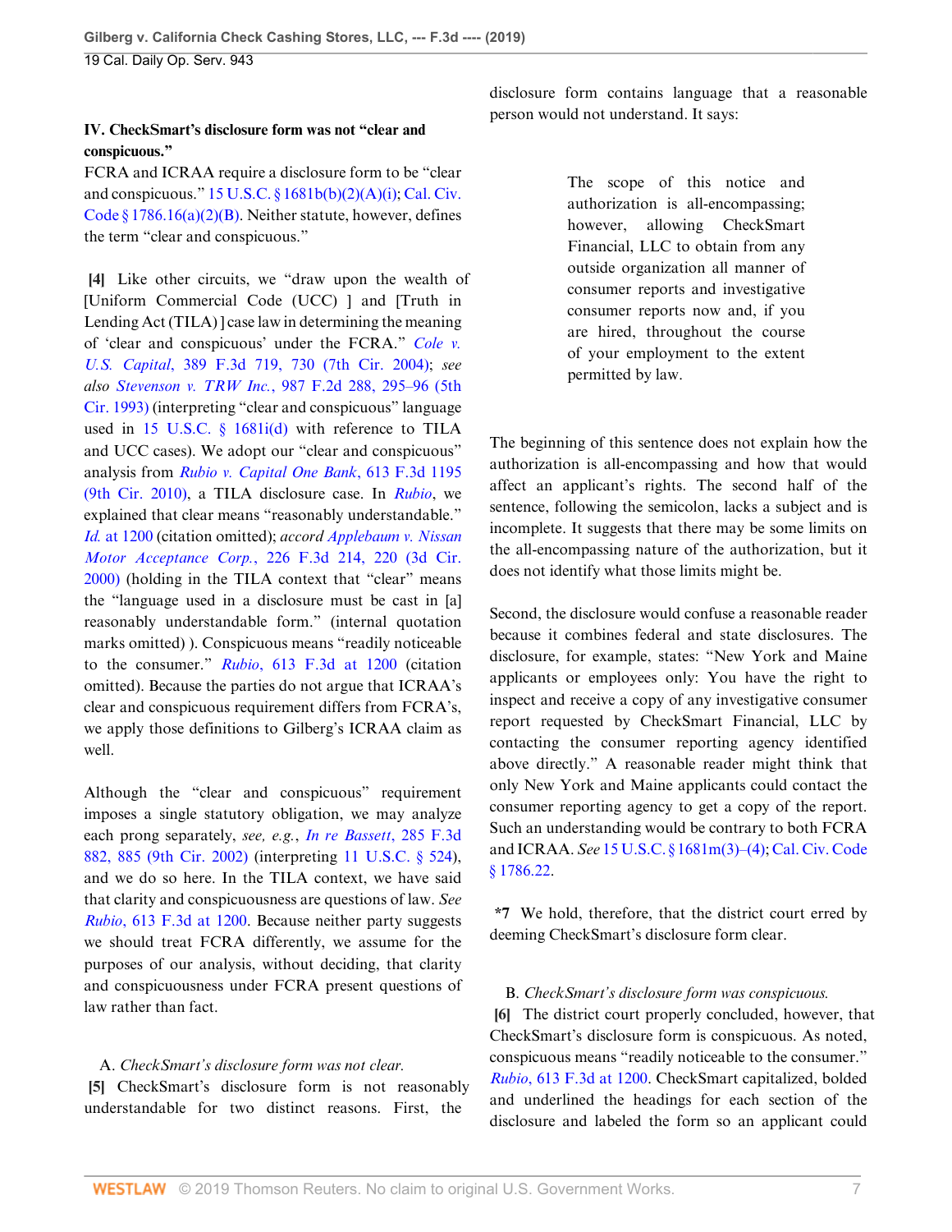### IV. CheckSmart's disclosure form was not "clear and conspicuous."

FCRA and ICRAA require a disclosure form to be "clear and conspicuous." 15 U.S.C. § 1681b(b)(2)(A)(i); Cal. Civ. Code § 1786.16(a)(2)(B). Neither statute, however, defines the term "clear and conspicuous."

**[4]** Like other circuits, we "draw upon the wealth of [Uniform Commercial Code (UCC) ] and [Truth in Lending Act (TILA) ] case law in determining the meaning of 'clear and conspicuous' under the FCRA." *Cole v. U.S. Capital*, 389 F.3d 719, 730 (7th Cir. 2004); *see also Stevenson v. TRW Inc.*, 987 F.2d 288, 295–96 (5th Cir. 1993) (interpreting "clear and conspicuous" language used in 15 U.S.C. § 1681i(d) with reference to TILA and UCC cases). We adopt our "clear and conspicuous" analysis from *Rubio v. Capital One Bank*, 613 F.3d 1195 (9th Cir. 2010), a TILA disclosure case. In *Rubio*, we explained that clear means "reasonably understandable." *Id.* at 1200 (citation omitted); *accord Applebaum v. Nissan Motor Acceptance Corp.*, 226 F.3d 214, 220 (3d Cir. 2000) (holding in the TILA context that "clear" means the "language used in a disclosure must be cast in [a] reasonably understandable form." (internal quotation marks omitted) ). Conspicuous means "readily noticeable to the consumer." *Rubio*, 613 F.3d at 1200 (citation omitted). Because the parties do not argue that ICRAA's clear and conspicuous requirement differs from FCRA's, we apply those definitions to Gilberg's ICRAA claim as well.

Although the "clear and conspicuous" requirement imposes a single statutory obligation, we may analyze each prong separately, *see, e.g.*, *In re Bassett*, 285 F.3d 882, 885 (9th Cir. 2002) (interpreting 11 U.S.C. § 524), and we do so here. In the TILA context, we have said that clarity and conspicuousness are questions of law. *See Rubio*, 613 F.3d at 1200. Because neither party suggests we should treat FCRA differently, we assume for the purposes of our analysis, without deciding, that clarity and conspicuousness under FCRA present questions of law rather than fact.

#### A. *CheckSmart's disclosure form was not clear.*

**[5]** CheckSmart's disclosure form is not reasonably understandable for two distinct reasons. First, the disclosure form contains language that a reasonable person would not understand. It says:

> The scope of this notice and authorization is all-encompassing; however, allowing CheckSmart Financial, LLC to obtain from any outside organization all manner of consumer reports and investigative consumer reports now and, if you are hired, throughout the course of your employment to the extent permitted by law.

The beginning of this sentence does not explain how the authorization is all-encompassing and how that would affect an applicant's rights. The second half of the sentence, following the semicolon, lacks a subject and is incomplete. It suggests that there may be some limits on the all-encompassing nature of the authorization, but it does not identify what those limits might be.

Second, the disclosure would confuse a reasonable reader because it combines federal and state disclosures. The disclosure, for example, states: "New York and Maine applicants or employees only: You have the right to inspect and receive a copy of any investigative consumer report requested by CheckSmart Financial, LLC by contacting the consumer reporting agency identified above directly." A reasonable reader might think that only New York and Maine applicants could contact the consumer reporting agency to get a copy of the report. Such an understanding would be contrary to both FCRA and ICRAA. *See* 15 U.S.C. § 1681m(3)–(4); Cal. Civ. Code § 1786.22.

**\*7** We hold, therefore, that the district court erred by deeming CheckSmart's disclosure form clear.

#### B. *CheckSmart's disclosure form was conspicuous.*

**[6]** The district court properly concluded, however, that CheckSmart's disclosure form is conspicuous. As noted, conspicuous means "readily noticeable to the consumer." *Rubio*, 613 F.3d at 1200. CheckSmart capitalized, bolded and underlined the headings for each section of the disclosure and labeled the form so an applicant could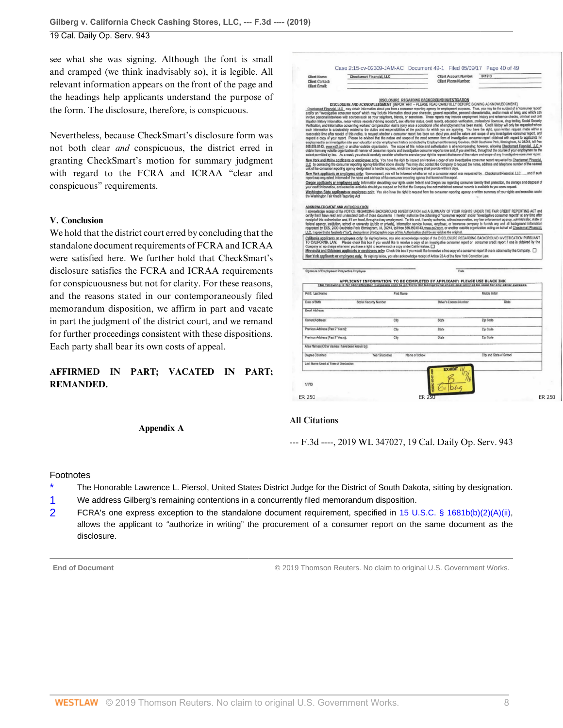see what she was signing. Although the font is small and cramped (we think inadvisably so), it is legible. All relevant information appears on the front of the page and the headings help applicants understand the purpose of the form. The disclosure, therefore, is conspicuous.

Nevertheless, because CheckSmart's disclosure form was not both clear *and* conspicuous, the district erred in granting CheckSmart's motion for summary judgment with regard to the FCRA and ICRAA "clear and conspicuous" requirements.

### V. Conclusion

We hold that the district court erred by concluding that the standalone document requirements of FCRA and ICRAA were satisfied here. We further hold that CheckSmart's disclosure satisfies the FCRA and ICRAA requirements for conspicuousness but not for clarity. For these reasons, and the reasons stated in our contemporaneously filed memorandum disposition, we affirm in part and vacate in part the judgment of the district court, and we remand for further proceedings consistent with these dispositions. Each party shall bear its own costs of appeal.

**AFFIRMED IN PART; VACATED IN PART; REMANDED.**

### Appendix A

### All Citations

--- F.3d ----, 2019 WL 347027, 19 Cal. Daily Op. Serv. 943

#### Footnotes

\* The Honorable Lawrence L. Piersol, United States District Judge for the District of South Dakota, sitting by designation.

1 We address Gilberg's remaining contentions in a concurrently filed memorandum disposition.

2 FCRA's one express exception to the standalone document requirement, specified in 15 U.S.C. § 1681b(b)(2)(A)(ii), allows the applicant to "authorize in writing" the procurement of a consumer report on the same document as the disclosure.

End of Document © 2019 Thomson Reuters. No claim to original U.S. Government Works.